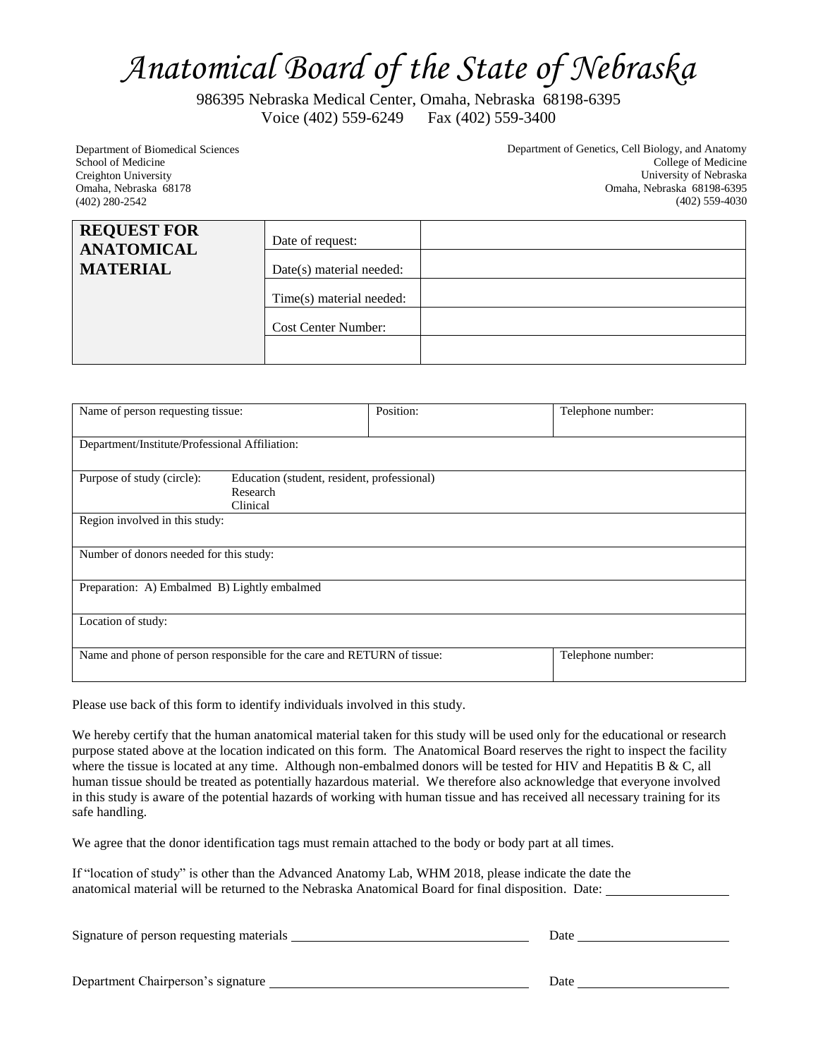# *Anatomical Board of the State of Nebraska*

986395 Nebraska Medical Center, Omaha, Nebraska 68198-6395
Voice (402) 559-6249 Fax (402) 559-3400

Department of Biomedical Sciences
School of Medicine
Creighton University
Omaha, Nebraska 68178
(402) 280-2542

Department of Genetics, Cell Biology, and Anatomy
College of Medicine
University of Nebraska
Omaha, Nebraska 68198-6395
(402) 559-4030

| **REQUEST FOR ANATOMICAL MATERIAL** | Date of request: | |
|---|---|---|
| | Date(s) material needed: | |
| | Time(s) material needed: | |
| | Cost Center Number: | |
| | | |

| Name of person requesting tissue: | Position: | Telephone number: |
|---|---|---|
| Department/Institute/Professional Affiliation: | | |
| Purpose of study (circle): Education (student, resident, professional) / Research / Clinical | | |
| Region involved in this study: | | |
| Number of donors needed for this study: | | |
| Preparation: A) Embalmed B) Lightly embalmed | | |
| Location of study: | | |
| Name and phone of person responsible for the care and RETURN of tissue: | | Telephone number: |

Please use back of this form to identify individuals involved in this study.

We hereby certify that the human anatomical material taken for this study will be used only for the educational or research purpose stated above at the location indicated on this form. The Anatomical Board reserves the right to inspect the facility where the tissue is located at any time. Although non-embalmed donors will be tested for HIV and Hepatitis B & C, all human tissue should be treated as potentially hazardous material. We therefore also acknowledge that everyone involved in this study is aware of the potential hazards of working with human tissue and has received all necessary training for its safe handling.

We agree that the donor identification tags must remain attached to the body or body part at all times.

If "location of study" is other than the Advanced Anatomy Lab, WHM 2018, please indicate the date the anatomical material will be returned to the Nebraska Anatomical Board for final disposition. Date: ________________

Signature of person requesting materials ________________________________ Date ____________________

Department Chairperson's signature ________________________________ Date ____________________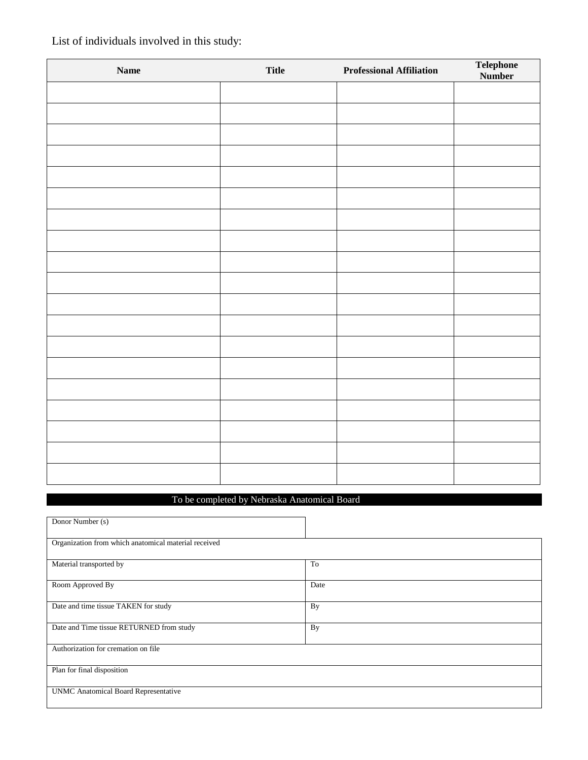List of individuals involved in this study:

| Name | Title | Professional Affiliation | Telephone Number |
|---|---|---|---|
| | | | |
| | | | |
| | | | |
| | | | |
| | | | |
| | | | |
| | | | |
| | | | |
| | | | |
| | | | |
| | | | |
| | | | |
| | | | |
| | | | |
| | | | |
| | | | |
| | | | |
| | | | |
| | | | |

## To be completed by Nebraska Anatomical Board

| | |
|---|---|
| Donor Number (s) | |
| Organization from which anatomical material received | |
| Material transported by | To |
| Room Approved By | Date |
| Date and time tissue TAKEN for study | By |
| Date and Time tissue RETURNED from study | By |
| Authorization for cremation on file | |
| Plan for final disposition | |
| UNMC Anatomical Board Representative | |